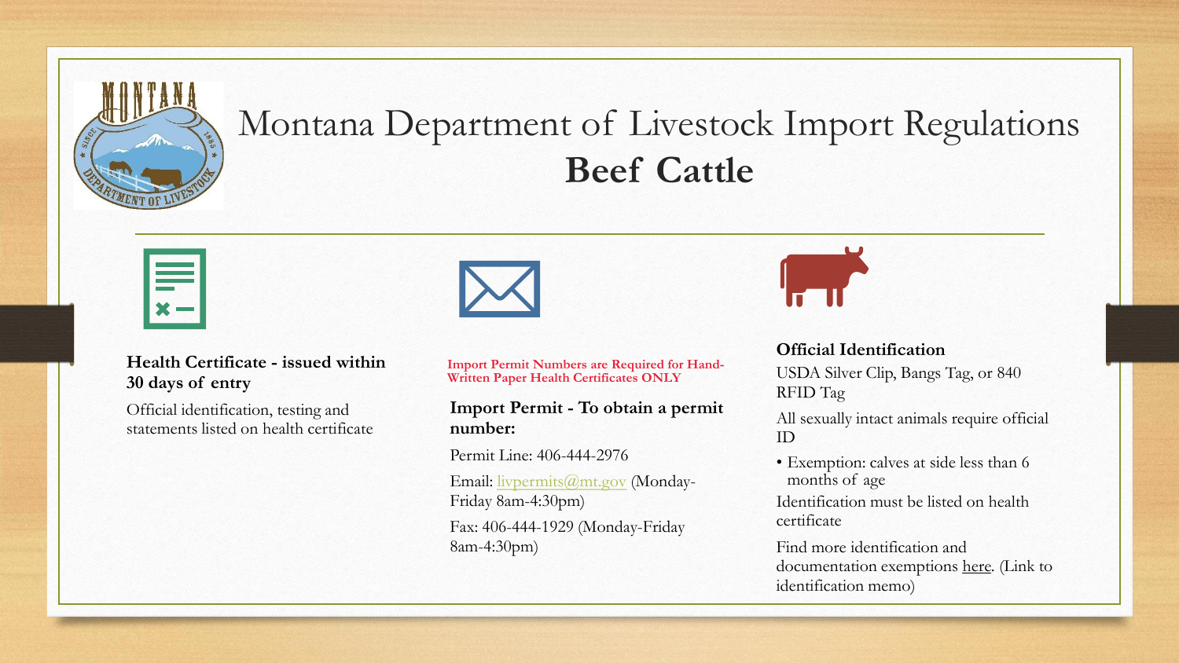# Montana Department of Livestock Import Regulations
## Beef Cattle

**Health Certificate - issued within 30 days of entry**

Official identification, testing and statements listed on health certificate

**Import Permit Numbers are Required for Hand-Written Paper Health Certificates ONLY**

**Import Permit - To obtain a permit number:**

Permit Line: 406-444-2976

Email: livpermits@mt.gov (Monday-Friday 8am-4:30pm)

Fax: 406-444-1929 (Monday-Friday 8am-4:30pm)

**Official Identification**

USDA Silver Clip, Bangs Tag, or 840 RFID Tag

All sexually intact animals require official ID

- Exemption: calves at side less than 6 months of age

Identification must be listed on health certificate

Find more identification and documentation exemptions here. (Link to identification memo)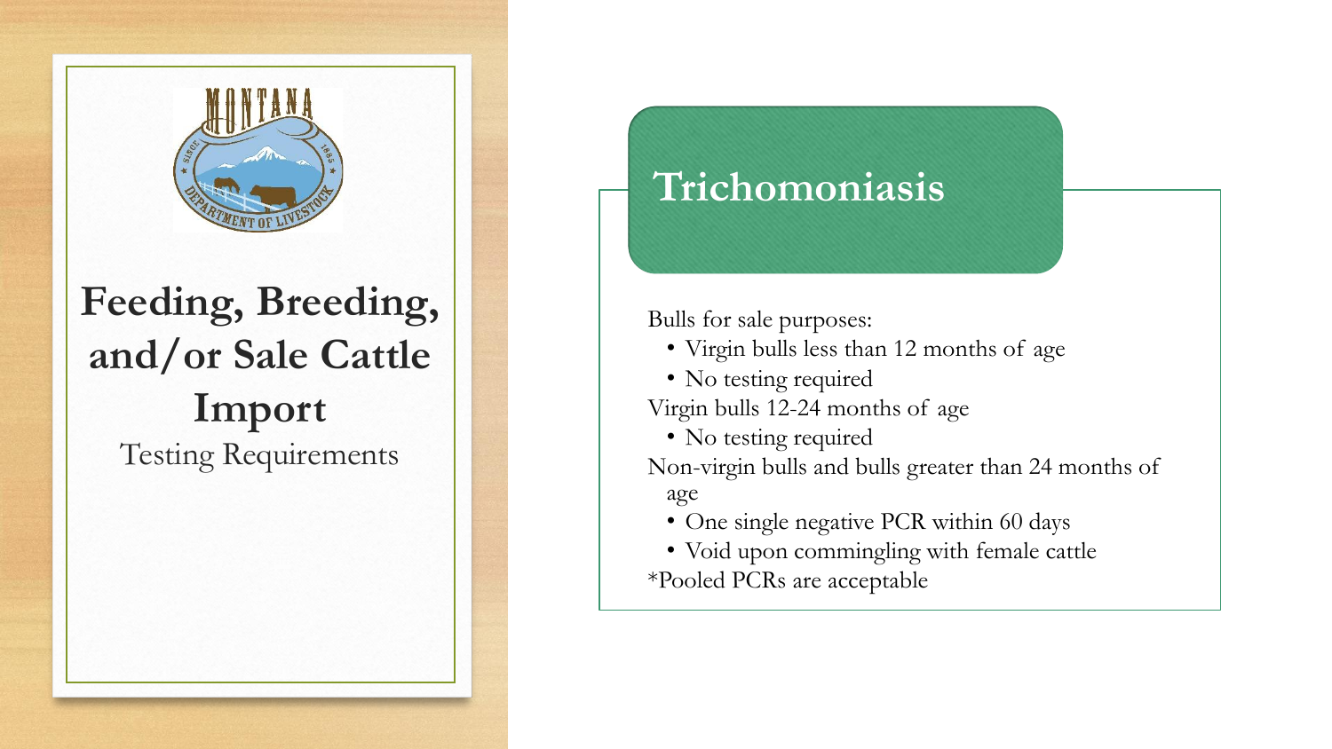# Feeding, Breeding, and/or Sale Cattle Import

Testing Requirements

## Trichomoniasis

Bulls for sale purposes:

- Virgin bulls less than 12 months of age
- No testing required

Virgin bulls 12-24 months of age

- No testing required

Non-virgin bulls and bulls greater than 24 months of age

- One single negative PCR within 60 days
- Void upon commingling with female cattle

*Pooled PCRs are acceptable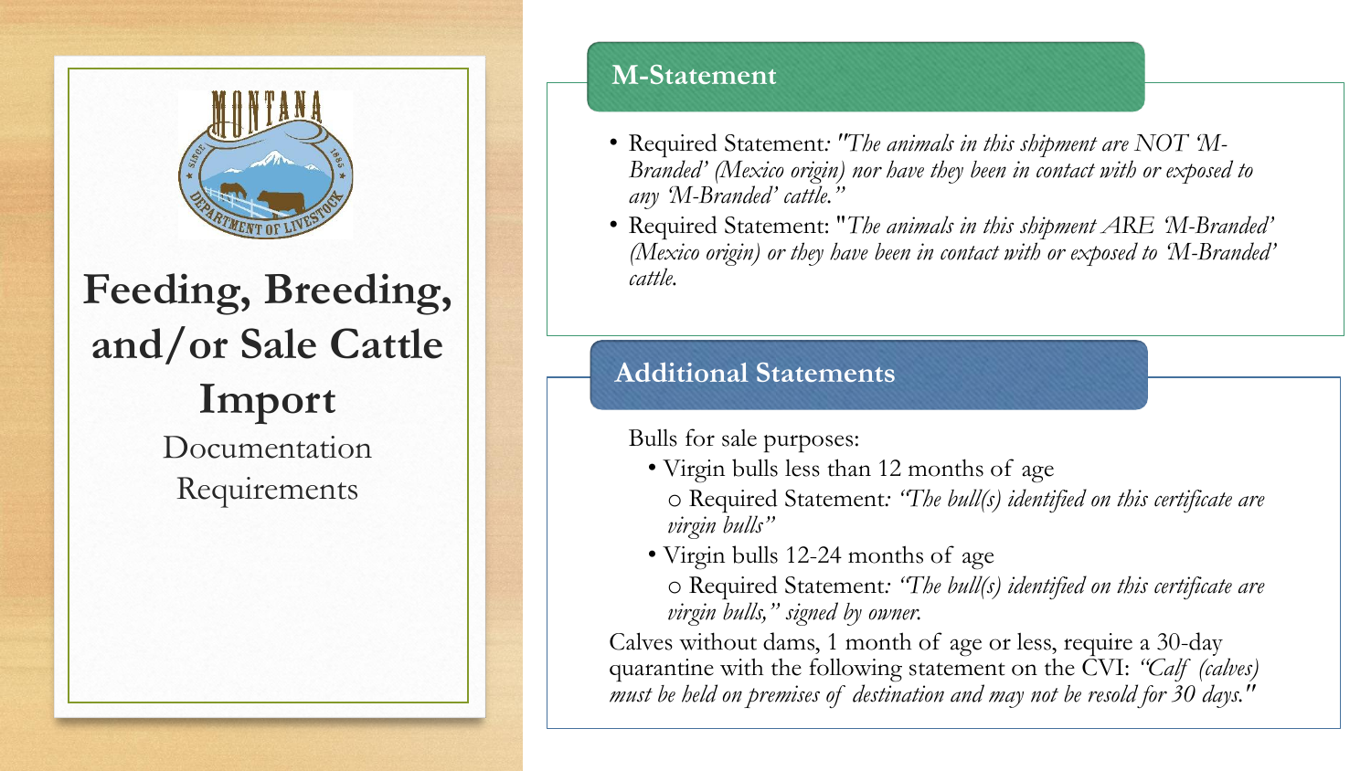# Feeding, Breeding, and/or Sale Cattle Import

Documentation Requirements

## M-Statement

- Required Statement*: "The animals in this shipment are NOT 'M-Branded' (Mexico origin) nor have they been in contact with or exposed to any 'M-Branded' cattle."*
- Required Statement: "*The animals in this shipment ARE 'M-Branded' (Mexico origin) or they have been in contact with or exposed to 'M-Branded' cattle.*

## Additional Statements

Bulls for sale purposes:

- Virgin bulls less than 12 months of age
  - Required Statement*: "The bull(s) identified on this certificate are virgin bulls"*
- Virgin bulls 12-24 months of age
  - Required Statement*: "The bull(s) identified on this certificate are virgin bulls," signed by owner.*

Calves without dams, 1 month of age or less, require a 30-day quarantine with the following statement on the CVI: *"Calf (calves) must be held on premises of destination and may not be resold for 30 days."*